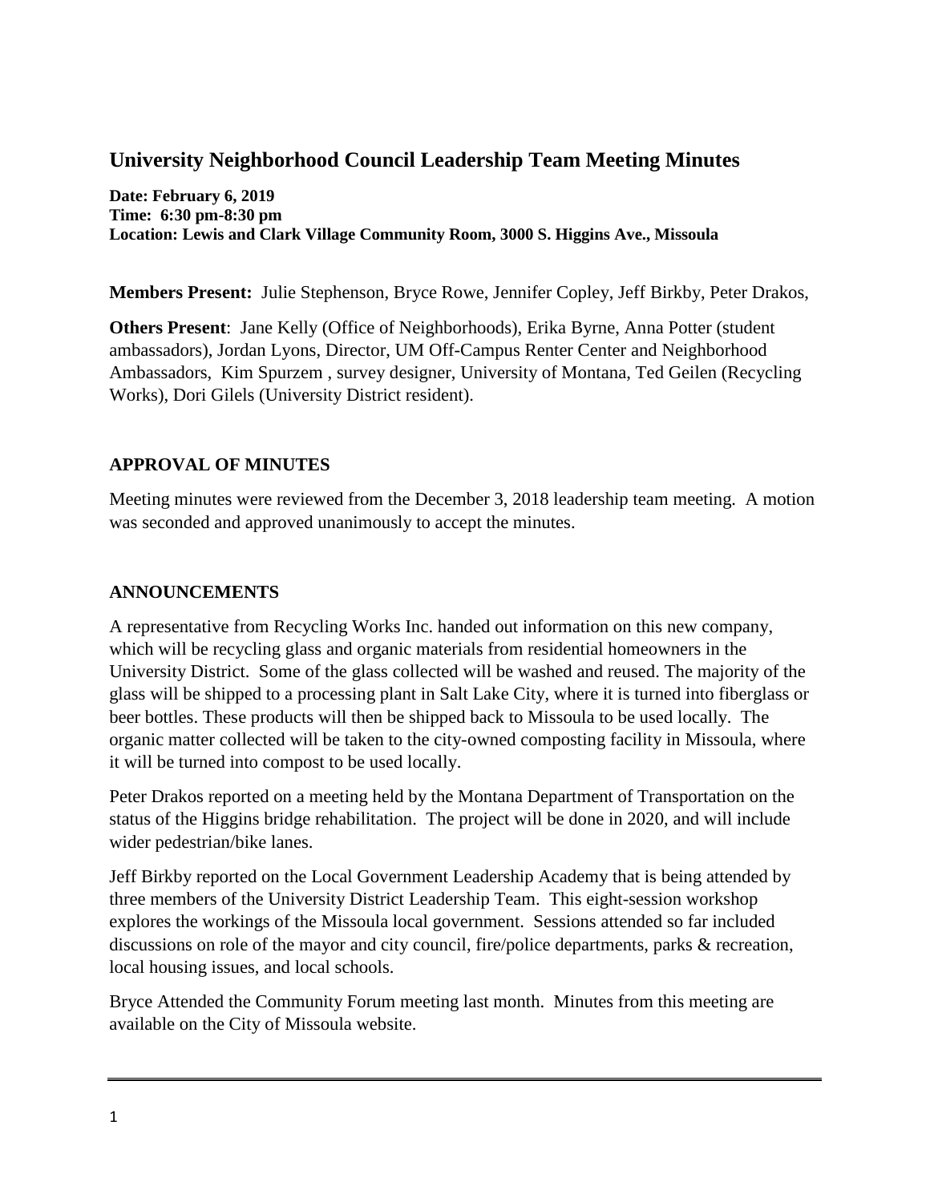# University Neighborhood Council Leadership Team Meeting Minutes

**Date: February 6, 2019**
**Time: 6:30 pm-8:30 pm**
**Location: Lewis and Clark Village Community Room, 3000 S. Higgins Ave., Missoula**

**Members Present:** Julie Stephenson, Bryce Rowe, Jennifer Copley, Jeff Birkby, Peter Drakos,

**Others Present**: Jane Kelly (Office of Neighborhoods), Erika Byrne, Anna Potter (student ambassadors), Jordan Lyons, Director, UM Off-Campus Renter Center and Neighborhood Ambassadors, Kim Spurzem , survey designer, University of Montana, Ted Geilen (Recycling Works), Dori Gilels (University District resident).

## APPROVAL OF MINUTES

Meeting minutes were reviewed from the December 3, 2018 leadership team meeting. A motion was seconded and approved unanimously to accept the minutes.

## ANNOUNCEMENTS

A representative from Recycling Works Inc. handed out information on this new company, which will be recycling glass and organic materials from residential homeowners in the University District. Some of the glass collected will be washed and reused. The majority of the glass will be shipped to a processing plant in Salt Lake City, where it is turned into fiberglass or beer bottles. These products will then be shipped back to Missoula to be used locally. The organic matter collected will be taken to the city-owned composting facility in Missoula, where it will be turned into compost to be used locally.

Peter Drakos reported on a meeting held by the Montana Department of Transportation on the status of the Higgins bridge rehabilitation. The project will be done in 2020, and will include wider pedestrian/bike lanes.

Jeff Birkby reported on the Local Government Leadership Academy that is being attended by three members of the University District Leadership Team. This eight-session workshop explores the workings of the Missoula local government. Sessions attended so far included discussions on role of the mayor and city council, fire/police departments, parks & recreation, local housing issues, and local schools.

Bryce Attended the Community Forum meeting last month. Minutes from this meeting are available on the City of Missoula website.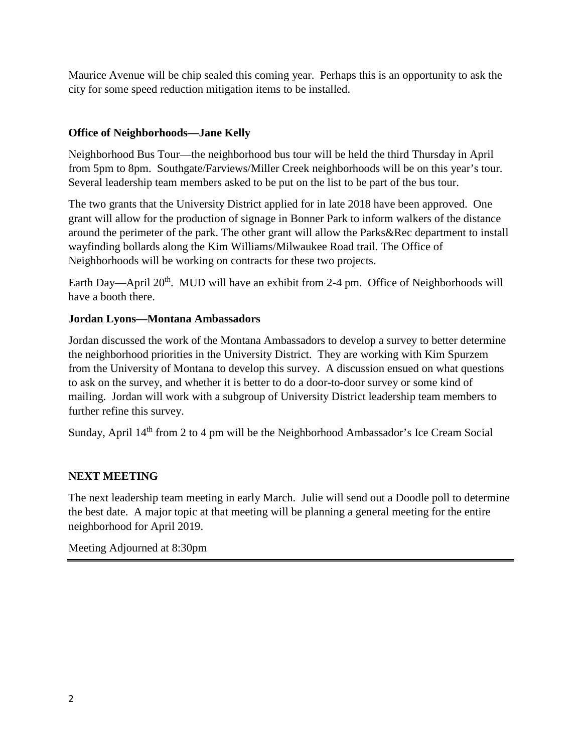Maurice Avenue will be chip sealed this coming year. Perhaps this is an opportunity to ask the city for some speed reduction mitigation items to be installed.

**Office of Neighborhoods—Jane Kelly**

Neighborhood Bus Tour—the neighborhood bus tour will be held the third Thursday in April from 5pm to 8pm. Southgate/Farviews/Miller Creek neighborhoods will be on this year's tour. Several leadership team members asked to be put on the list to be part of the bus tour.

The two grants that the University District applied for in late 2018 have been approved. One grant will allow for the production of signage in Bonner Park to inform walkers of the distance around the perimeter of the park. The other grant will allow the Parks&Rec department to install wayfinding bollards along the Kim Williams/Milwaukee Road trail. The Office of Neighborhoods will be working on contracts for these two projects.

Earth Day—April 20th. MUD will have an exhibit from 2-4 pm. Office of Neighborhoods will have a booth there.

**Jordan Lyons—Montana Ambassadors**

Jordan discussed the work of the Montana Ambassadors to develop a survey to better determine the neighborhood priorities in the University District. They are working with Kim Spurzem from the University of Montana to develop this survey. A discussion ensued on what questions to ask on the survey, and whether it is better to do a door-to-door survey or some kind of mailing. Jordan will work with a subgroup of University District leadership team members to further refine this survey.

Sunday, April 14th from 2 to 4 pm will be the Neighborhood Ambassador's Ice Cream Social

**NEXT MEETING**

The next leadership team meeting in early March. Julie will send out a Doodle poll to determine the best date. A major topic at that meeting will be planning a general meeting for the entire neighborhood for April 2019.

Meeting Adjourned at 8:30pm